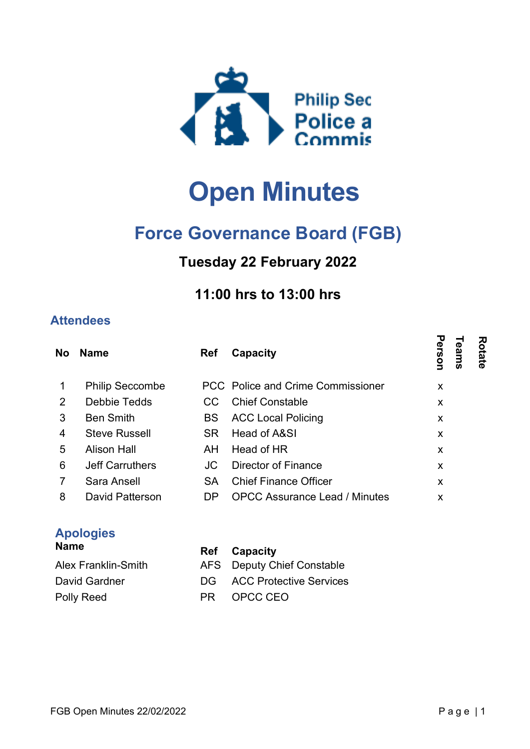Philip Sec
Police a
Commis

# Open Minutes

## Force Governance Board (FGB)

### Tuesday 22 February 2022

### 11:00 hrs to 13:00 hrs

## Attendees

| No | Name | Ref | Capacity | Person | Teams | Rotate |
|---|---|---|---|---|---|---|
| 1 | Philip Seccombe | PCC | Police and Crime Commissioner | x | | |
| 2 | Debbie Tedds | CC | Chief Constable | x | | |
| 3 | Ben Smith | BS | ACC Local Policing | x | | |
| 4 | Steve Russell | SR | Head of A&SI | x | | |
| 5 | Alison Hall | AH | Head of HR | x | | |
| 6 | Jeff Carruthers | JC | Director of Finance | x | | |
| 7 | Sara Ansell | SA | Chief Finance Officer | x | | |
| 8 | David Patterson | DP | OPCC Assurance Lead / Minutes | x | | |

## Apologies

| Name | Ref | Capacity |
|---|---|---|
| Alex Franklin-Smith | AFS | Deputy Chief Constable |
| David Gardner | DG | ACC Protective Services |
| Polly Reed | PR | OPCC CEO |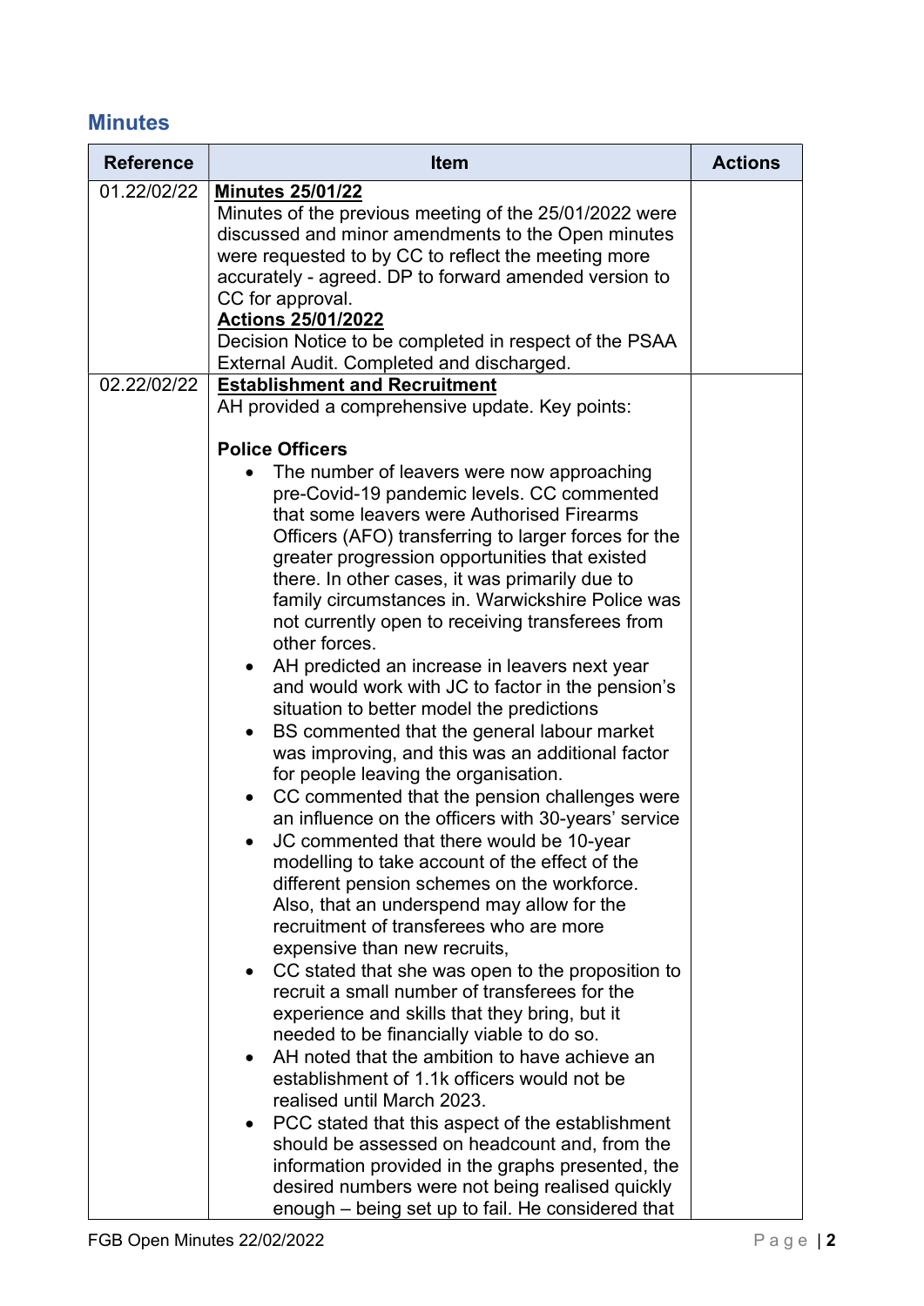## Minutes

| Reference | Item | Actions |
|---|---|---|
| 01.22/02/22 | **Minutes 25/01/22**<br>Minutes of the previous meeting of the 25/01/2022 were discussed and minor amendments to the Open minutes were requested to by CC to reflect the meeting more accurately - agreed. DP to forward amended version to CC for approval.<br>**Actions 25/01/2022**<br>Decision Notice to be completed in respect of the PSAA External Audit. Completed and discharged. | |
| 02.22/02/22 | **Establishment and Recruitment**<br>AH provided a comprehensive update. Key points:<br><br>**Police Officers**<br>• The number of leavers were now approaching pre-Covid-19 pandemic levels. CC commented that some leavers were Authorised Firearms Officers (AFO) transferring to larger forces for the greater progression opportunities that existed there. In other cases, it was primarily due to family circumstances in. Warwickshire Police was not currently open to receiving transferees from other forces.<br>• AH predicted an increase in leavers next year and would work with JC to factor in the pension's situation to better model the predictions<br>• BS commented that the general labour market was improving, and this was an additional factor for people leaving the organisation.<br>• CC commented that the pension challenges were an influence on the officers with 30-years' service<br>• JC commented that there would be 10-year modelling to take account of the effect of the different pension schemes on the workforce. Also, that an underspend may allow for the recruitment of transferees who are more expensive than new recruits,<br>• CC stated that she was open to the proposition to recruit a small number of transferees for the experience and skills that they bring, but it needed to be financially viable to do so.<br>• AH noted that the ambition to have achieve an establishment of 1.1k officers would not be realised until March 2023.<br>• PCC stated that this aspect of the establishment should be assessed on headcount and, from the information provided in the graphs presented, the desired numbers were not being realised quickly enough – being set up to fail. He considered that | |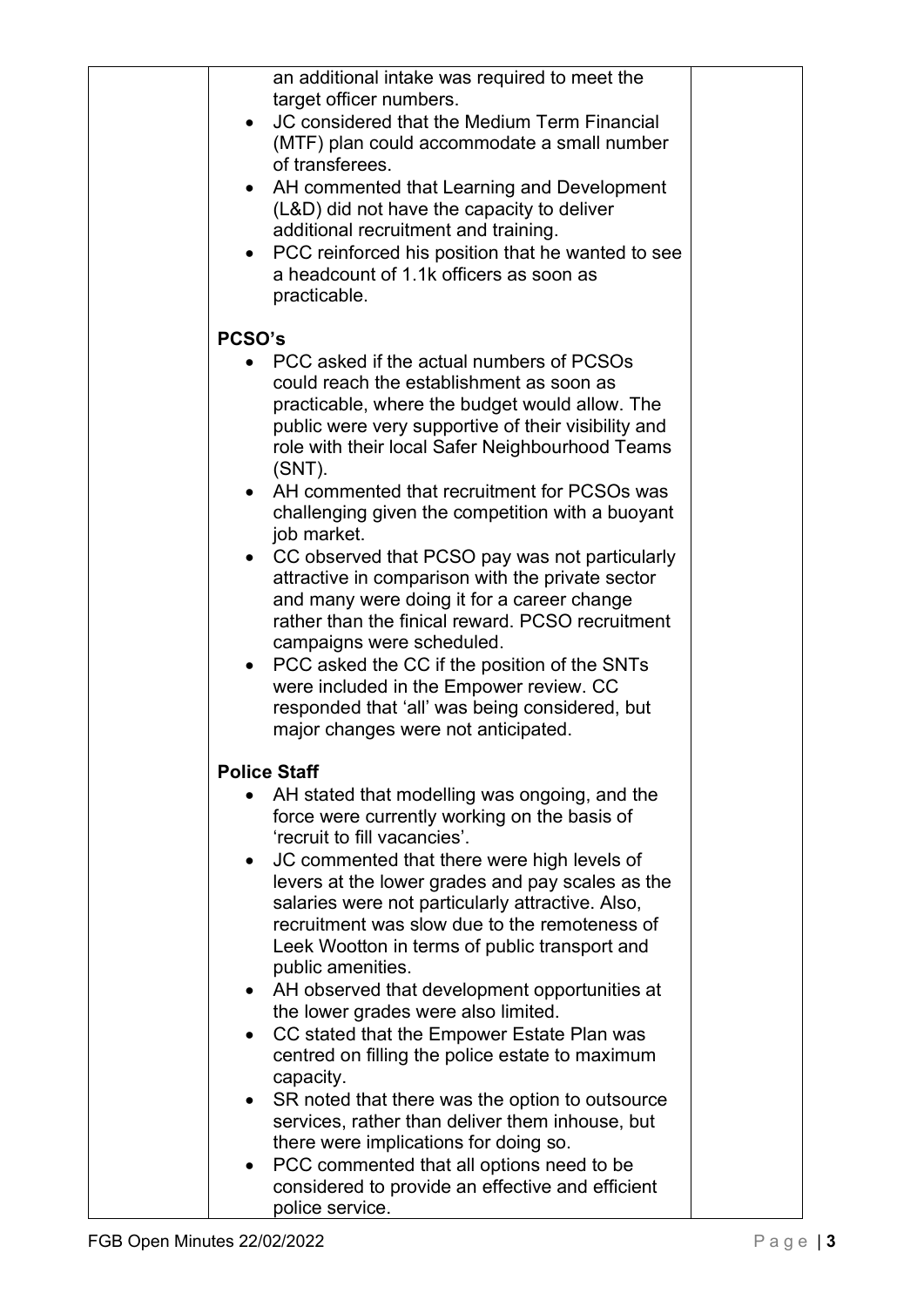- an additional intake was required to meet the target officer numbers.
- JC considered that the Medium Term Financial (MTF) plan could accommodate a small number of transferees.
- AH commented that Learning and Development (L&D) did not have the capacity to deliver additional recruitment and training.
- PCC reinforced his position that he wanted to see a headcount of 1.1k officers as soon as practicable.

**PCSO's**

- PCC asked if the actual numbers of PCSOs could reach the establishment as soon as practicable, where the budget would allow. The public were very supportive of their visibility and role with their local Safer Neighbourhood Teams (SNT).
- AH commented that recruitment for PCSOs was challenging given the competition with a buoyant job market.
- CC observed that PCSO pay was not particularly attractive in comparison with the private sector and many were doing it for a career change rather than the finical reward. PCSO recruitment campaigns were scheduled.
- PCC asked the CC if the position of the SNTs were included in the Empower review. CC responded that 'all' was being considered, but major changes were not anticipated.

**Police Staff**

- AH stated that modelling was ongoing, and the force were currently working on the basis of 'recruit to fill vacancies'.
- JC commented that there were high levels of levers at the lower grades and pay scales as the salaries were not particularly attractive. Also, recruitment was slow due to the remoteness of Leek Wootton in terms of public transport and public amenities.
- AH observed that development opportunities at the lower grades were also limited.
- CC stated that the Empower Estate Plan was centred on filling the police estate to maximum capacity.
- SR noted that there was the option to outsource services, rather than deliver them inhouse, but there were implications for doing so.
- PCC commented that all options need to be considered to provide an effective and efficient police service.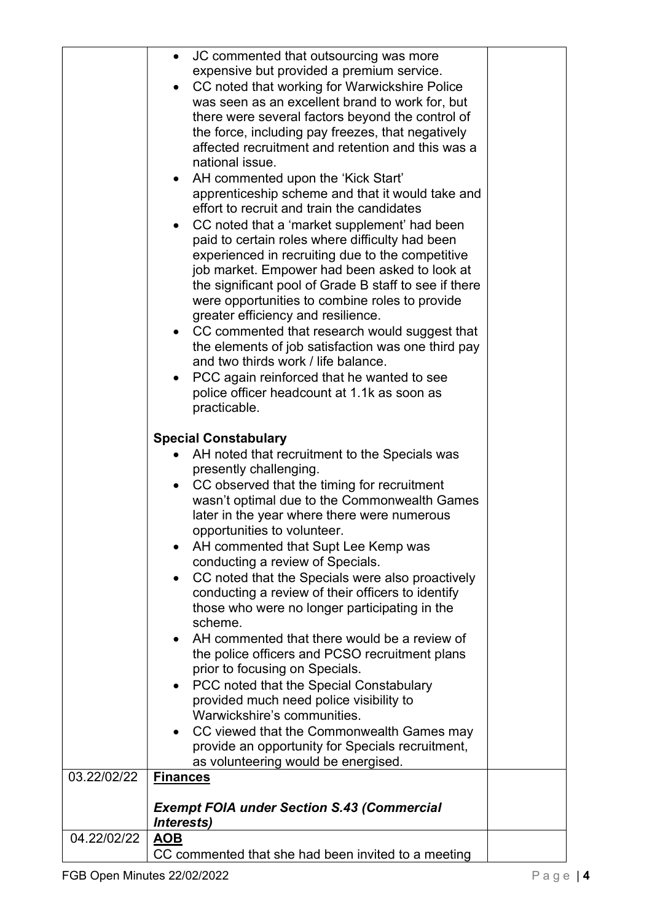| | | |
|---|---|---|
| | • JC commented that outsourcing was more expensive but provided a premium service.<br>• CC noted that working for Warwickshire Police was seen as an excellent brand to work for, but there were several factors beyond the control of the force, including pay freezes, that negatively affected recruitment and retention and this was a national issue.<br>• AH commented upon the 'Kick Start' apprenticeship scheme and that it would take and effort to recruit and train the candidates<br>• CC noted that a 'market supplement' had been paid to certain roles where difficulty had been experienced in recruiting due to the competitive job market. Empower had been asked to look at the significant pool of Grade B staff to see if there were opportunities to combine roles to provide greater efficiency and resilience.<br>• CC commented that research would suggest that the elements of job satisfaction was one third pay and two thirds work / life balance.<br>• PCC again reinforced that he wanted to see police officer headcount at 1.1k as soon as practicable.<br><br>**Special Constabulary**<br>• AH noted that recruitment to the Specials was presently challenging.<br>• CC observed that the timing for recruitment wasn't optimal due to the Commonwealth Games later in the year where there were numerous opportunities to volunteer.<br>• AH commented that Supt Lee Kemp was conducting a review of Specials.<br>• CC noted that the Specials were also proactively conducting a review of their officers to identify those who were no longer participating in the scheme.<br>• AH commented that there would be a review of the police officers and PCSO recruitment plans prior to focusing on Specials.<br>• PCC noted that the Special Constabulary provided much need police visibility to Warwickshire's communities.<br>• CC viewed that the Commonwealth Games may provide an opportunity for Specials recruitment, as volunteering would be energised. | |
| 03.22/02/22 | **Finances**<br><br>***Exempt FOIA under Section S.43 (Commercial Interests)*** | |
| 04.22/02/22 | **AOB**<br>CC commented that she had been invited to a meeting | |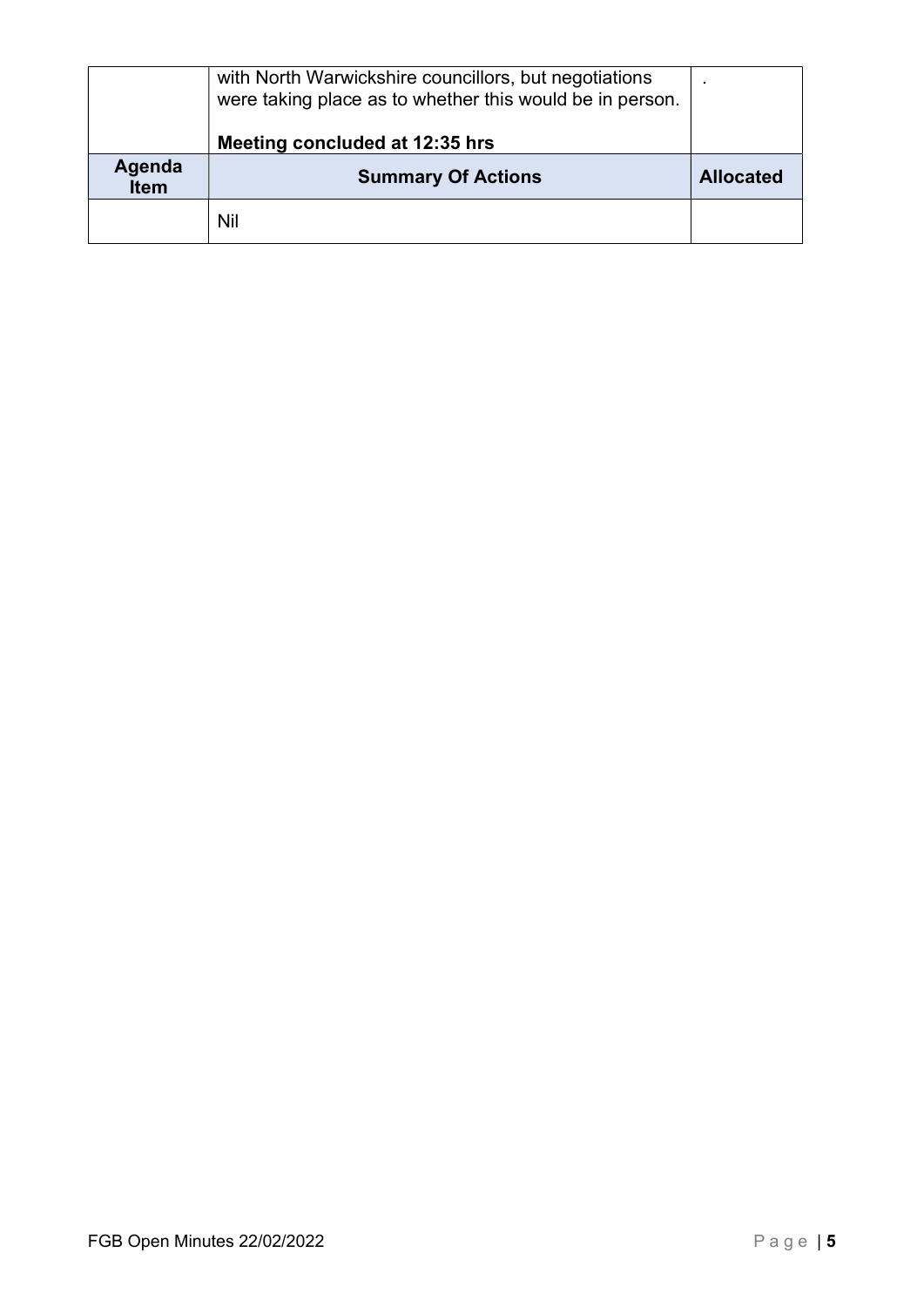| | | |
|---|---|---|
| | with North Warwickshire councillors, but negotiations were taking place as to whether this would be in person.<br><br>**Meeting concluded at 12:35 hrs** | . |
| **Agenda Item** | **Summary Of Actions** | **Allocated** |
| | Nil | |